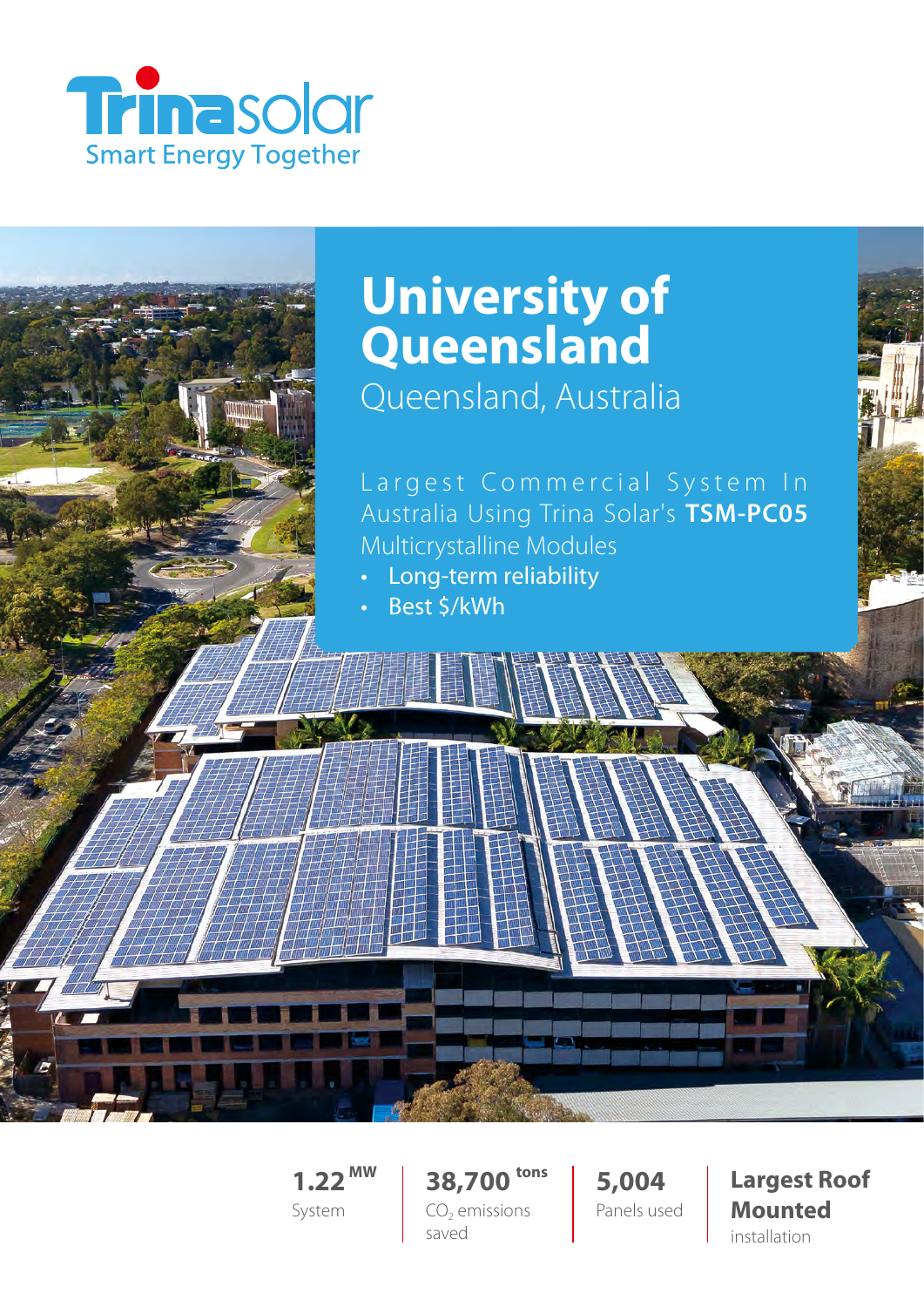Trinasolar

Smart Energy Together

# University of Queensland

Queensland, Australia

Largest Commercial System In Australia Using Trina Solar's **TSM-PC05** Multicrystalline Modules

- Long-term reliability
- Best $/kWh

**1.22** MW
System

**38,700** tons
$CO_2$ emissions saved

**5,004**
Panels used

**Largest Roof Mounted**
installation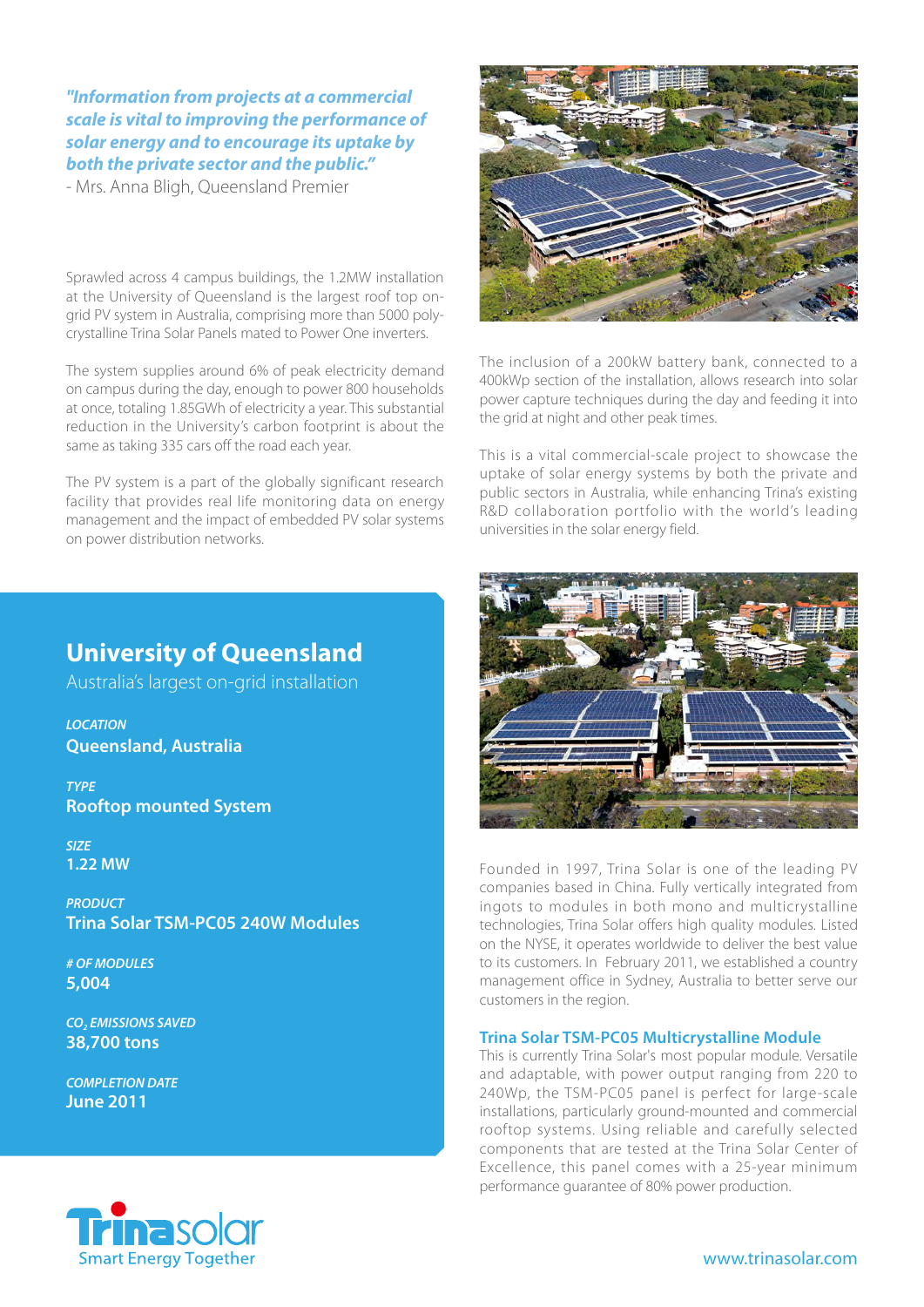***"Information from projects at a commercial scale is vital to improving the performance of solar energy and to encourage its uptake by both the private sector and the public."***
- Mrs. Anna Bligh, Queensland Premier

Sprawled across 4 campus buildings, the 1.2MW installation at the University of Queensland is the largest roof top on-grid PV system in Australia, comprising more than 5000 poly-crystalline Trina Solar Panels mated to Power One inverters.

The system supplies around 6% of peak electricity demand on campus during the day, enough to power 800 households at once, totaling 1.85GWh of electricity a year. This substantial reduction in the University's carbon footprint is about the same as taking 335 cars off the road each year.

The PV system is a part of the globally significant research facility that provides real life monitoring data on energy management and the impact of embedded PV solar systems on power distribution networks.

The inclusion of a 200kW battery bank, connected to a 400kWp section of the installation, allows research into solar power capture techniques during the day and feeding it into the grid at night and other peak times.

This is a vital commercial-scale project to showcase the uptake of solar energy systems by both the private and public sectors in Australia, while enhancing Trina's existing R&D collaboration portfolio with the world's leading universities in the solar energy field.

## University of Queensland

Australia's largest on-grid installation

*LOCATION*
**Queensland, Australia**

*TYPE*
**Rooftop mounted System**

*SIZE*
**1.22 MW**

*PRODUCT*
**Trina Solar TSM-PC05 240W Modules**

*# OF MODULES*
**5,004**

*$CO_2$ EMISSIONS SAVED*
**38,700 tons**

*COMPLETION DATE*
**June 2011**

Founded in 1997, Trina Solar is one of the leading PV companies based in China. Fully vertically integrated from ingots to modules in both mono and multicrystalline technologies, Trina Solar offers high quality modules. Listed on the NYSE, it operates worldwide to deliver the best value to its customers. In February 2011, we established a country management office in Sydney, Australia to better serve our customers in the region.

### Trina Solar TSM-PC05 Multicrystalline Module

This is currently Trina Solar's most popular module. Versatile and adaptable, with power output ranging from 220 to 240Wp, the TSM-PC05 panel is perfect for large-scale installations, particularly ground-mounted and commercial rooftop systems. Using reliable and carefully selected components that are tested at the Trina Solar Center of Excellence, this panel comes with a 25-year minimum performance guarantee of 80% power production.

Trinasolar
Smart Energy Together

www.trinasolar.com